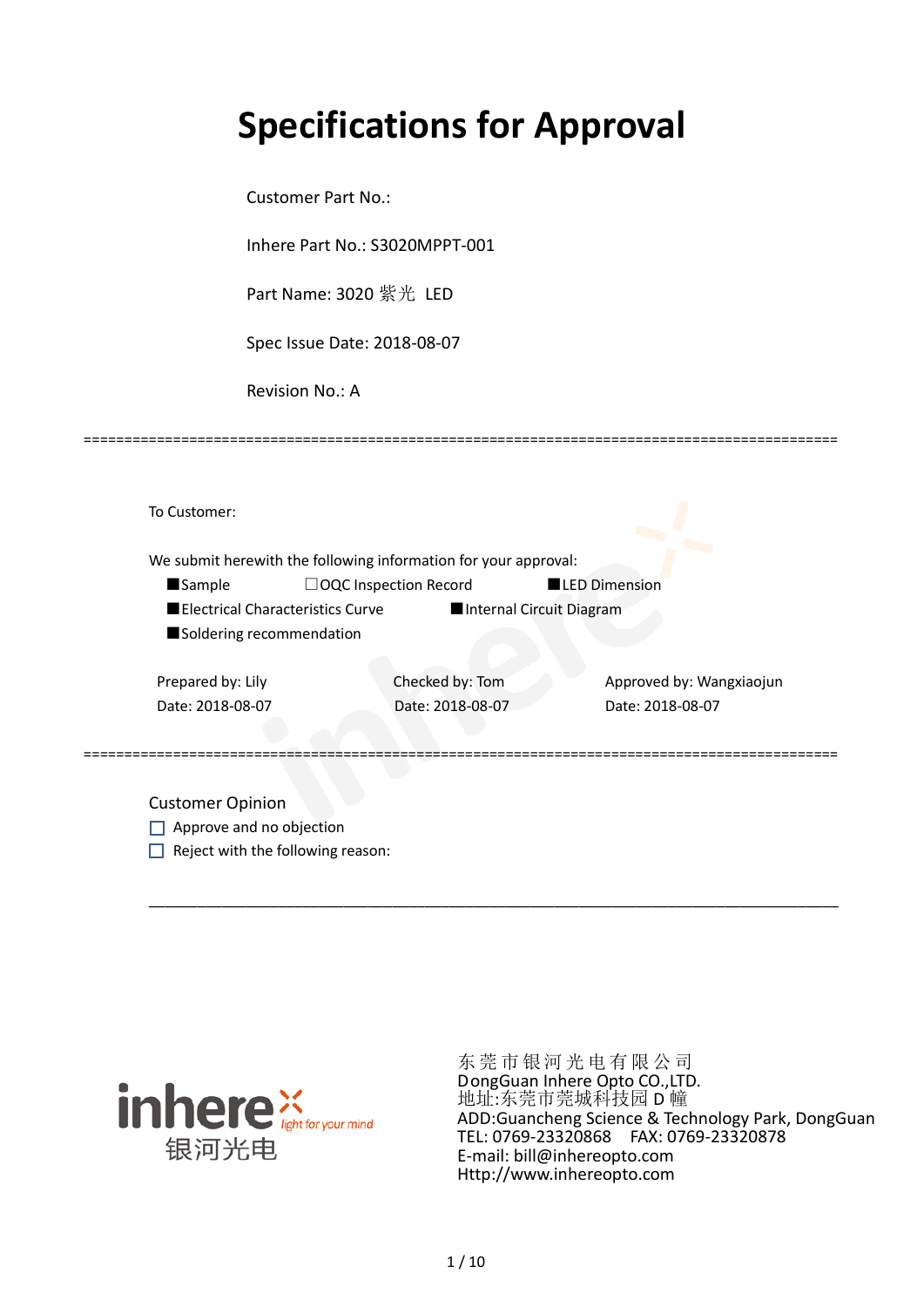# Specifications for Approval

Customer Part No.:

Inhere Part No.: S3020MPPT-001

Part Name: 3020 紫光 LED

Spec Issue Date: 2018-08-07

Revision No.: A

==========================================================================================

To Customer:

We submit herewith the following information for your approval:

■Sample ☐OQC Inspection Record ■LED Dimension

■Electrical Characteristics Curve ■Internal Circuit Diagram

■Soldering recommendation

| Prepared by: Lily | Checked by: Tom | Approved by: Wangxiaojun |
|---|---|---|
| Date: 2018-08-07 | Date: 2018-08-07 | Date: 2018-08-07 |

==========================================================================================

Customer Opinion

☐ Approve and no objection

☐ Reject with the following reason:

______________________________________________________________________________

inhere light for your mind
银河光电

东莞市银河光电有限公司
DongGuan Inhere Opto CO.,LTD.
地址:东莞市莞城科技园 D 幢
ADD:Guancheng Science & Technology Park, DongGuan
TEL: 0769-23320868 FAX: 0769-23320878
E-mail: bill@inhereopto.com
Http://www.inhereopto.com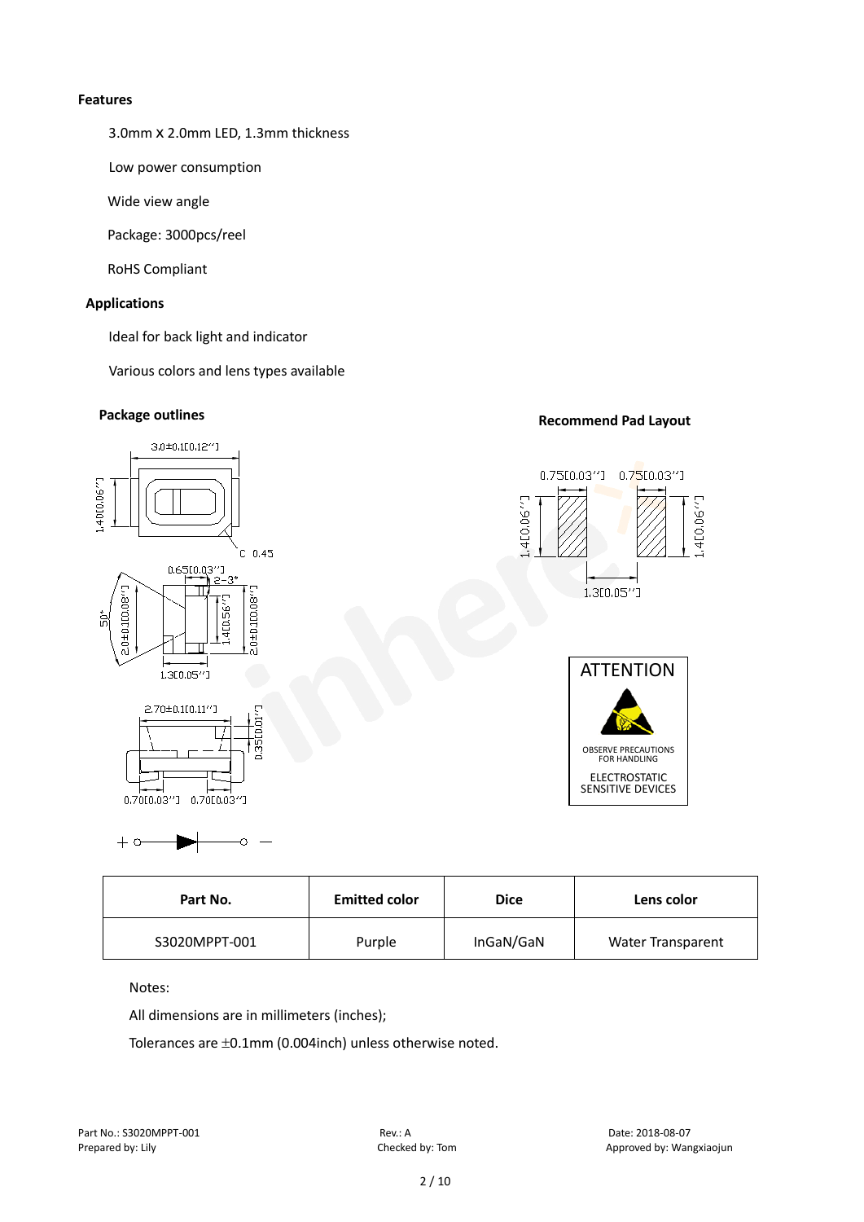**Features**

3.0mm X 2.0mm LED, 1.3mm thickness

Low power consumption

Wide view angle

Package: 3000pcs/reel

RoHS Compliant

**Applications**

Ideal for back light and indicator

Various colors and lens types available

**Package outlines**

**Recommend Pad Layout**

ATTENTION

OBSERVE PRECAUTIONS FOR HANDLING

ELECTROSTATIC SENSITIVE DEVICES

| Part No. | Emitted color | Dice | Lens color |
| --- | --- | --- | --- |
| S3020MPPT-001 | Purple | InGaN/GaN | Water Transparent |

Notes:

All dimensions are in millimeters (inches);

Tolerances are ±0.1mm (0.004inch) unless otherwise noted.

Part No.: S3020MPPT-001 Rev.: A Date: 2018-08-07

Prepared by: Lily Checked by: Tom Approved by: Wangxiaojun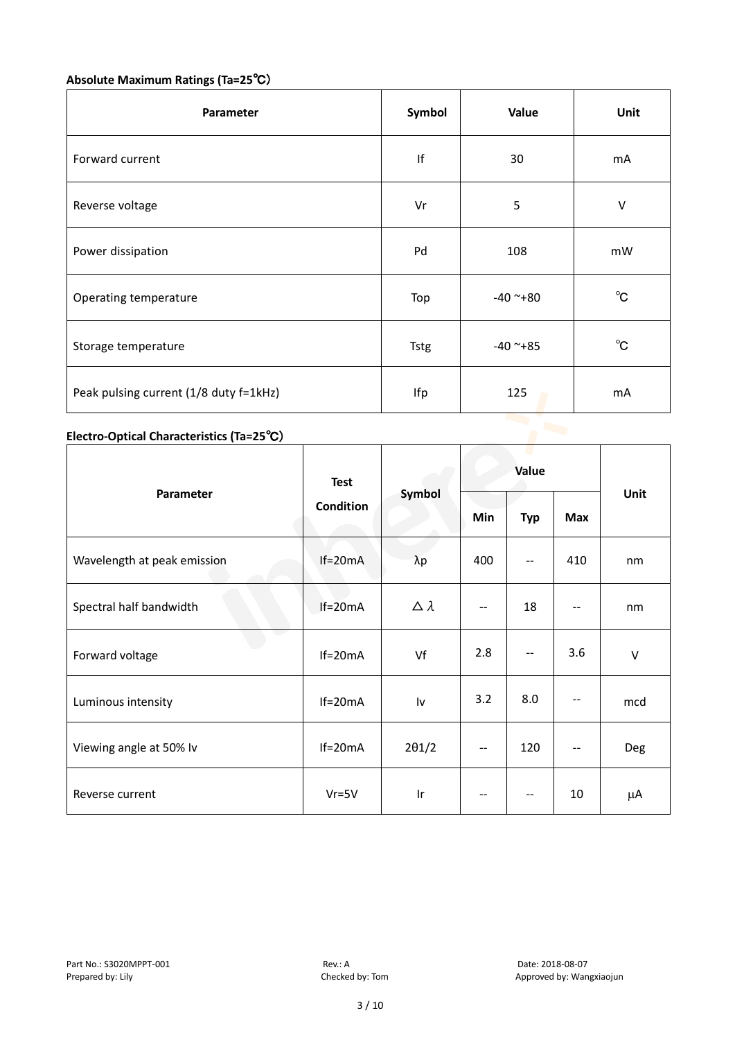**Absolute Maximum Ratings (Ta=25℃)**

| Parameter | Symbol | Value | Unit |
|---|---|---|---|
| Forward current | If | 30 | mA |
| Reverse voltage | Vr | 5 | V |
| Power dissipation | Pd | 108 | mW |
| Operating temperature | Top | -40 ~+80 | ℃ |
| Storage temperature | Tstg | -40 ~+85 | ℃ |
| Peak pulsing current (1/8 duty f=1kHz) | Ifp | 125 | mA |

**Electro-Optical Characteristics (Ta=25℃)**

| Parameter | Test Condition | Symbol | Value | | | Unit |
|---|---|---|---|---|---|---|
| | | | Min | Typ | Max | |
| Wavelength at peak emission | If=20mA | λp | 400 | -- | 410 | nm |
| Spectral half bandwidth | If=20mA | △λ | -- | 18 | -- | nm |
| Forward voltage | If=20mA | Vf | 2.8 | -- | 3.6 | V |
| Luminous intensity | If=20mA | Iv | 3.2 | 8.0 | -- | mcd |
| Viewing angle at 50% Iv | If=20mA | 2θ1/2 | -- | 120 | -- | Deg |
| Reverse current | Vr=5V | Ir | -- | -- | 10 | μA |

Part No.: S3020MPPT-001 Rev.: A Date: 2018-08-07
Prepared by: Lily Checked by: Tom Approved by: Wangxiaojun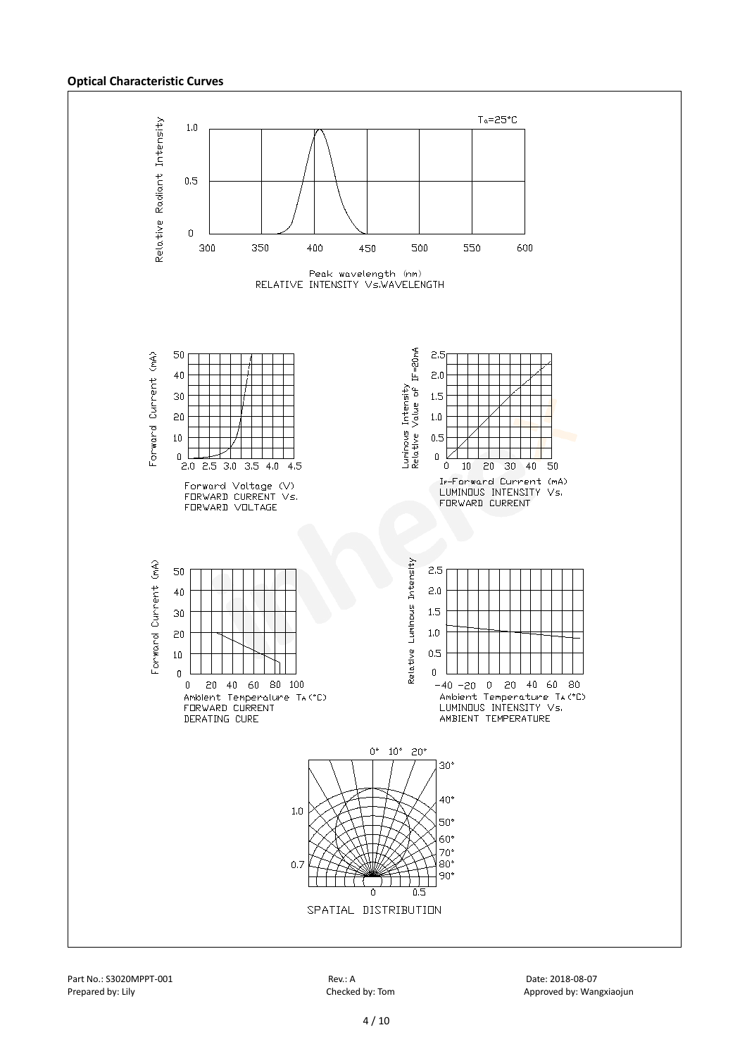**Optical Characteristic Curves**

$T_a$=25°C

Relative Radiant Intensity

Peak wavelength (nm)
RELATIVE INTENSITY Vs.WAVELENGTH

Forward Current (mA)

Forward Voltage (V)
FORWARD CURRENT Vs.
FORWARD VOLTAGE

Luminous Intensity
Relative Value of IF=20mA

$I_F$-Forward Current (mA)
LUMINOUS INTENSITY Vs.
FORWARD CURRENT

Forward Current (mA)

Ambient Temperature $T_A$(°C)
FORWARD CURRENT
DERATING CURE

Relative Luminous Intensity

Ambient Temperature $T_A$(°C)
LUMINOUS INTENSITY Vs.
AMBIENT TEMPERATURE

SPATIAL DISTRIBUTION

Part No.: S3020MPPT-001 Rev.: A Date: 2018-08-07
Prepared by: Lily Checked by: Tom Approved by: Wangxiaojun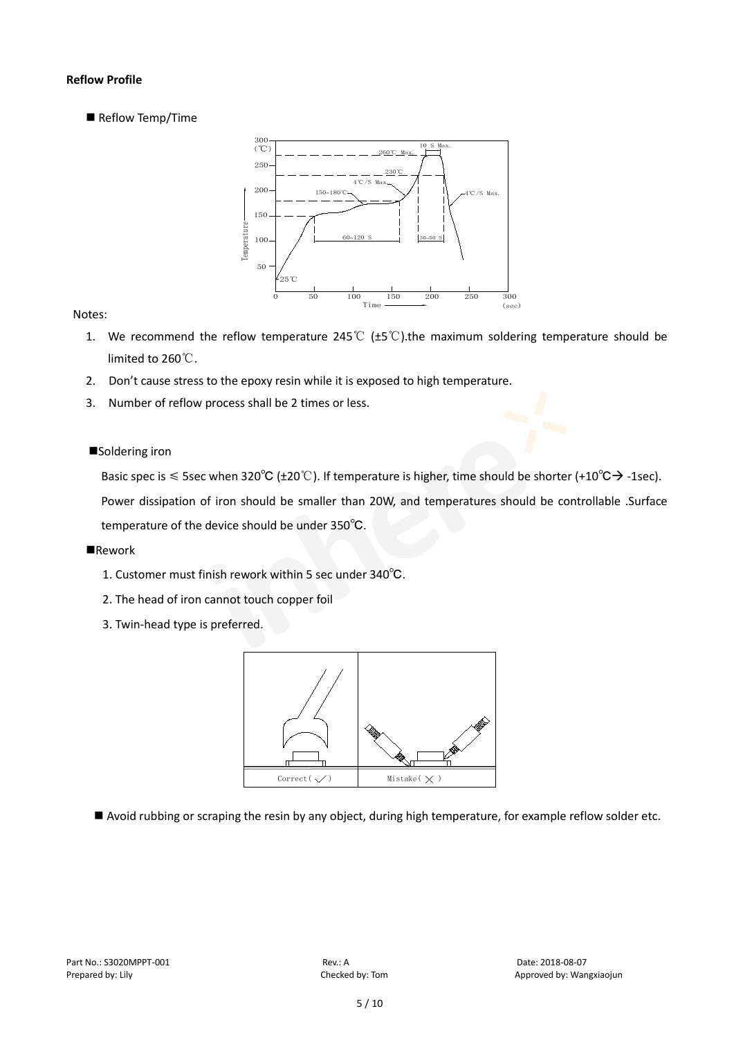**Reflow Profile**

■ Reflow Temp/Time

Notes:

1. We recommend the reflow temperature 245℃ (±5℃).the maximum soldering temperature should be limited to 260℃.
2. Don't cause stress to the epoxy resin while it is exposed to high temperature.
3. Number of reflow process shall be 2 times or less.

■Soldering iron

Basic spec is ≤ 5sec when 320℃ (±20℃). If temperature is higher, time should be shorter (+10℃→ -1sec). Power dissipation of iron should be smaller than 20W, and temperatures should be controllable .Surface temperature of the device should be under 350℃.

■Rework

1. Customer must finish rework within 5 sec under 340℃.
2. The head of iron cannot touch copper foil
3. Twin-head type is preferred.

■ Avoid rubbing or scraping the resin by any object, during high temperature, for example reflow solder etc.

Part No.: S3020MPPT-001 Rev.: A Date: 2018-08-07
Prepared by: Lily Checked by: Tom Approved by: Wangxiaojun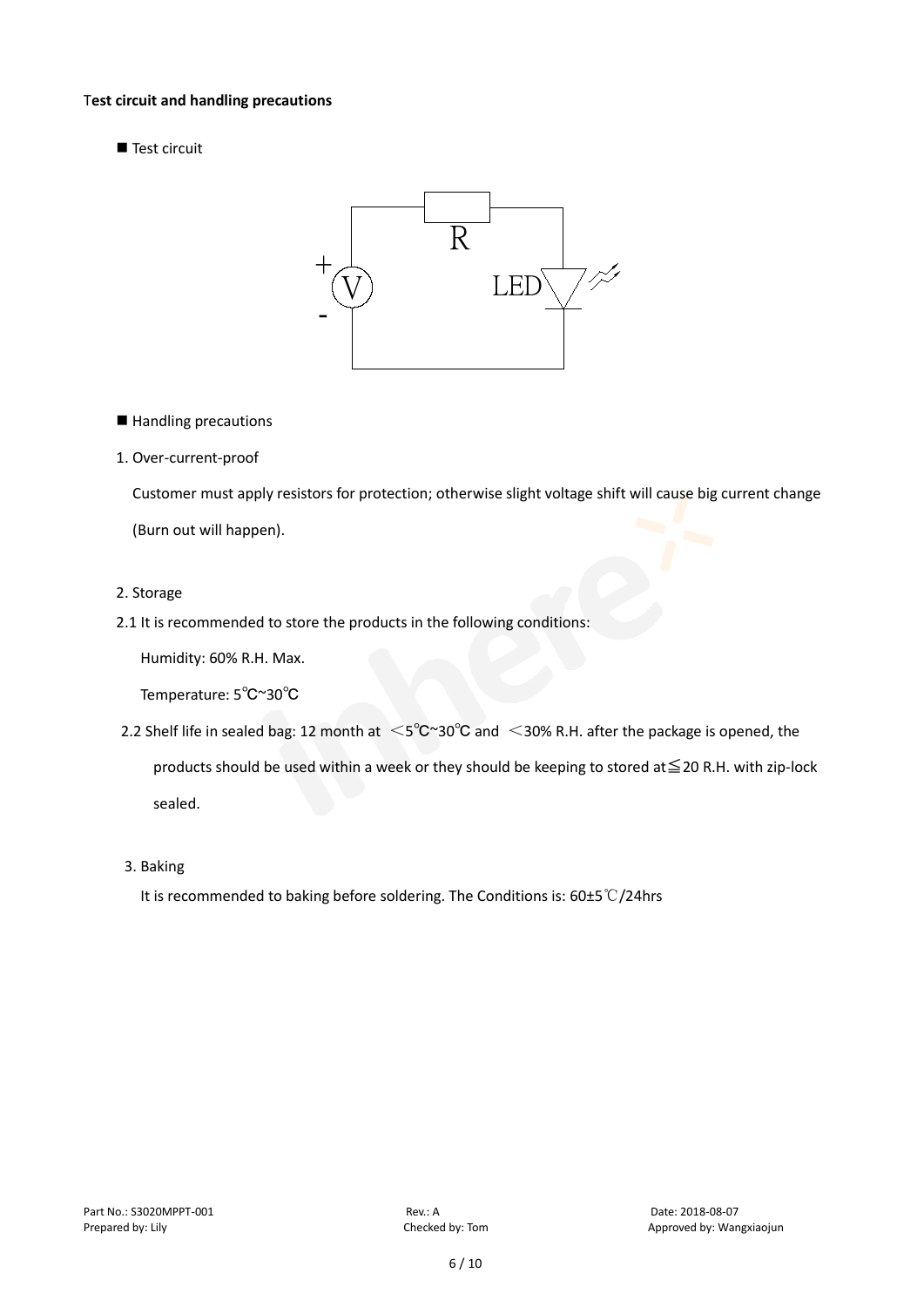**Test circuit and handling precautions**

■ Test circuit

■ Handling precautions

1. Over-current-proof

   Customer must apply resistors for protection; otherwise slight voltage shift will cause big current change (Burn out will happen).

2. Storage

2.1 It is recommended to store the products in the following conditions:

   Humidity: 60% R.H. Max.

   Temperature: 5℃~30℃

2.2 Shelf life in sealed bag: 12 month at ＜5℃~30℃ and ＜30% R.H. after the package is opened, the products should be used within a week or they should be keeping to stored at≦20 R.H. with zip-lock sealed.

3. Baking

   It is recommended to baking before soldering. The Conditions is: 60±5℃/24hrs

Part No.: S3020MPPT-001　Rev.: A　Date: 2018-08-07
Prepared by: Lily　Checked by: Tom　Approved by: Wangxiaojun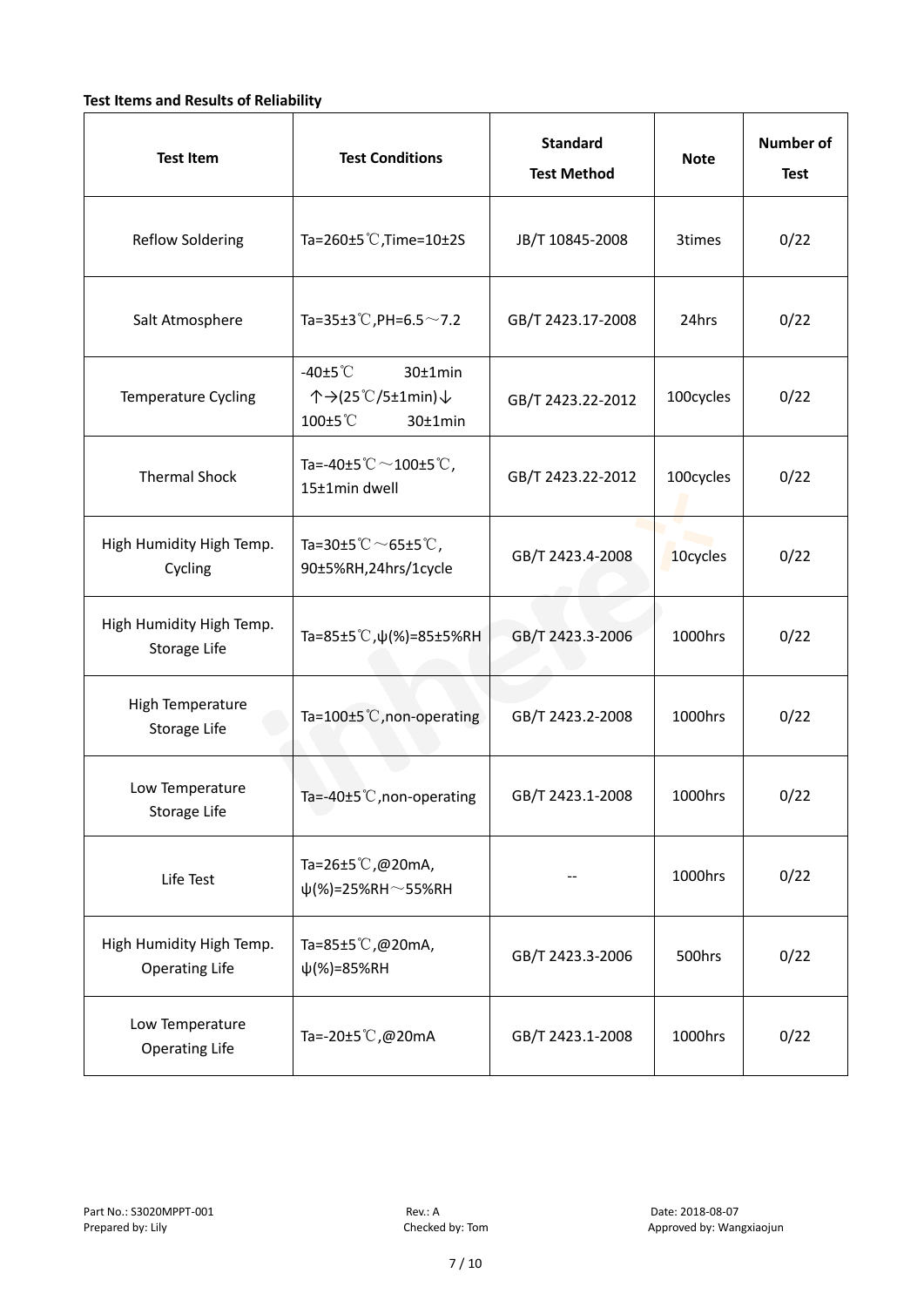**Test Items and Results of Reliability**

| Test Item | Test Conditions | Standard Test Method | Note | Number of Test |
|---|---|---|---|---|
| Reflow Soldering | Ta=260±5℃,Time=10±2S | JB/T 10845-2008 | 3times | 0/22 |
| Salt Atmosphere | Ta=35±3℃,PH=6.5～7.2 | GB/T 2423.17-2008 | 24hrs | 0/22 |
| Temperature Cycling | -40±5℃ 30±1min ↑→(25℃/5±1min)↓ 100±5℃ 30±1min | GB/T 2423.22-2012 | 100cycles | 0/22 |
| Thermal Shock | Ta=-40±5℃～100±5℃, 15±1min dwell | GB/T 2423.22-2012 | 100cycles | 0/22 |
| High Humidity High Temp. Cycling | Ta=30±5℃～65±5℃, 90±5%RH,24hrs/1cycle | GB/T 2423.4-2008 | 10cycles | 0/22 |
| High Humidity High Temp. Storage Life | Ta=85±5℃,ψ(%)=85±5%RH | GB/T 2423.3-2006 | 1000hrs | 0/22 |
| High Temperature Storage Life | Ta=100±5℃,non-operating | GB/T 2423.2-2008 | 1000hrs | 0/22 |
| Low Temperature Storage Life | Ta=-40±5℃,non-operating | GB/T 2423.1-2008 | 1000hrs | 0/22 |
| Life Test | Ta=26±5℃,@20mA, ψ(%)=25%RH～55%RH | -- | 1000hrs | 0/22 |
| High Humidity High Temp. Operating Life | Ta=85±5℃,@20mA, ψ(%)=85%RH | GB/T 2423.3-2006 | 500hrs | 0/22 |
| Low Temperature Operating Life | Ta=-20±5℃,@20mA | GB/T 2423.1-2008 | 1000hrs | 0/22 |

Part No.: S3020MPPT-001 Rev.: A Date: 2018-08-07
Prepared by: Lily Checked by: Tom Approved by: Wangxiaojun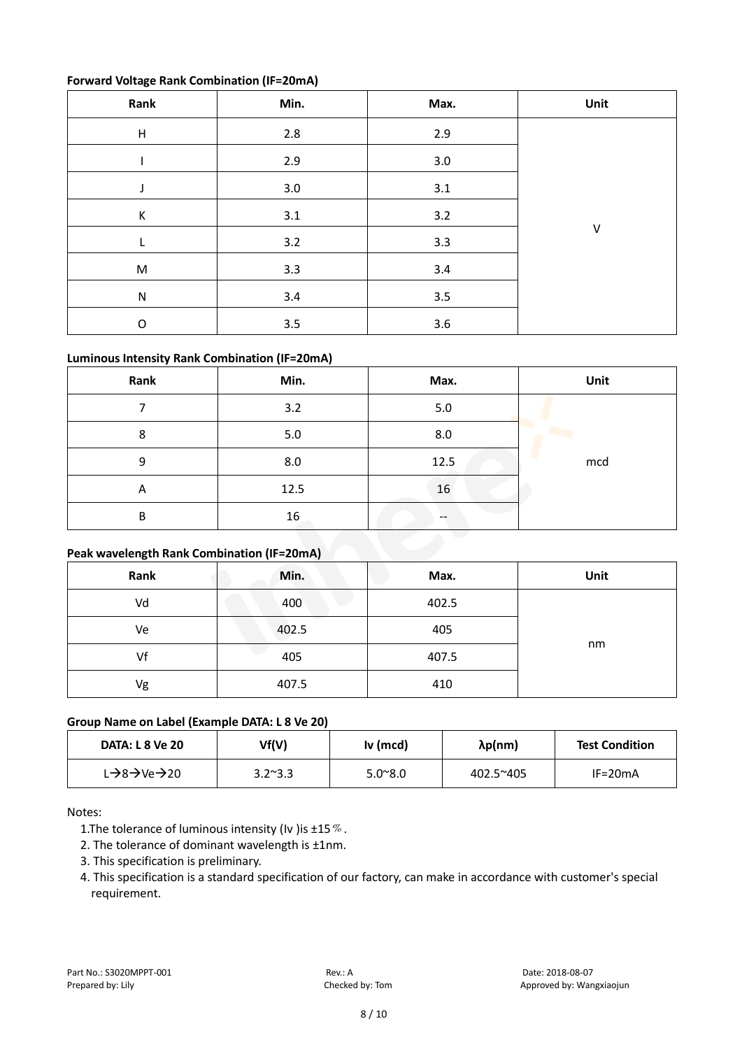**Forward Voltage Rank Combination (IF=20mA)**

| Rank | Min. | Max. | Unit |
|---|---|---|---|
| H | 2.8 | 2.9 | V |
| I | 2.9 | 3.0 | |
| J | 3.0 | 3.1 | |
| K | 3.1 | 3.2 | |
| L | 3.2 | 3.3 | |
| M | 3.3 | 3.4 | |
| N | 3.4 | 3.5 | |
| O | 3.5 | 3.6 | |

**Luminous Intensity Rank Combination (IF=20mA)**

| Rank | Min. | Max. | Unit |
|---|---|---|---|
| 7 | 3.2 | 5.0 | mcd |
| 8 | 5.0 | 8.0 | |
| 9 | 8.0 | 12.5 | |
| A | 12.5 | 16 | |
| B | 16 | -- | |

**Peak wavelength Rank Combination (IF=20mA)**

| Rank | Min. | Max. | Unit |
|---|---|---|---|
| Vd | 400 | 402.5 | nm |
| Ve | 402.5 | 405 | |
| Vf | 405 | 407.5 | |
| Vg | 407.5 | 410 | |

**Group Name on Label (Example DATA: L 8 Ve 20)**

| DATA: L 8 Ve 20 | Vf(V) | Iv (mcd) | λp(nm) | Test Condition |
|---|---|---|---|---|
| L→8→Ve→20 | 3.2~3.3 | 5.0~8.0 | 402.5~405 | IF=20mA |

Notes:

1. The tolerance of luminous intensity (Iv ) is ±15％.
2. The tolerance of dominant wavelength is ±1nm.
3. This specification is preliminary.
4. This specification is a standard specification of our factory, can make in accordance with customer's special requirement.

Part No.: S3020MPPT-001 Rev.: A Date: 2018-08-07
Prepared by: Lily Checked by: Tom Approved by: Wangxiaojun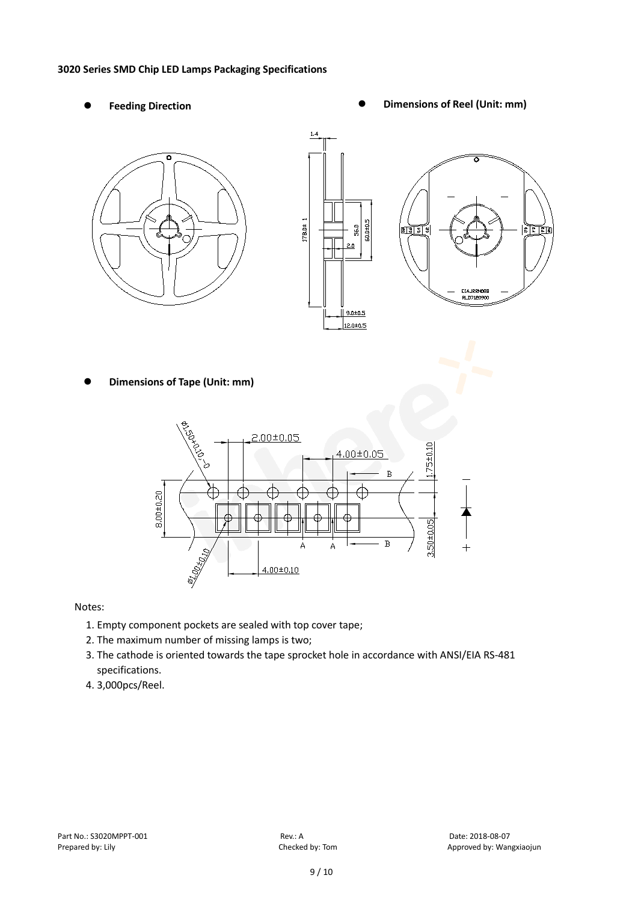**3020 Series SMD Chip LED Lamps Packaging Specifications**

- **Feeding Direction**
- **Dimensions of Reel (Unit: mm)**

- **Dimensions of Tape (Unit: mm)**

Notes:

1. Empty component pockets are sealed with top cover tape;
2. The maximum number of missing lamps is two;
3. The cathode is oriented towards the tape sprocket hole in accordance with ANSI/EIA RS-481 specifications.
4. 3,000pcs/Reel.

Part No.: S3020MPPT-001 Rev.: A Date: 2018-08-07
Prepared by: Lily Checked by: Tom Approved by: Wangxiaojun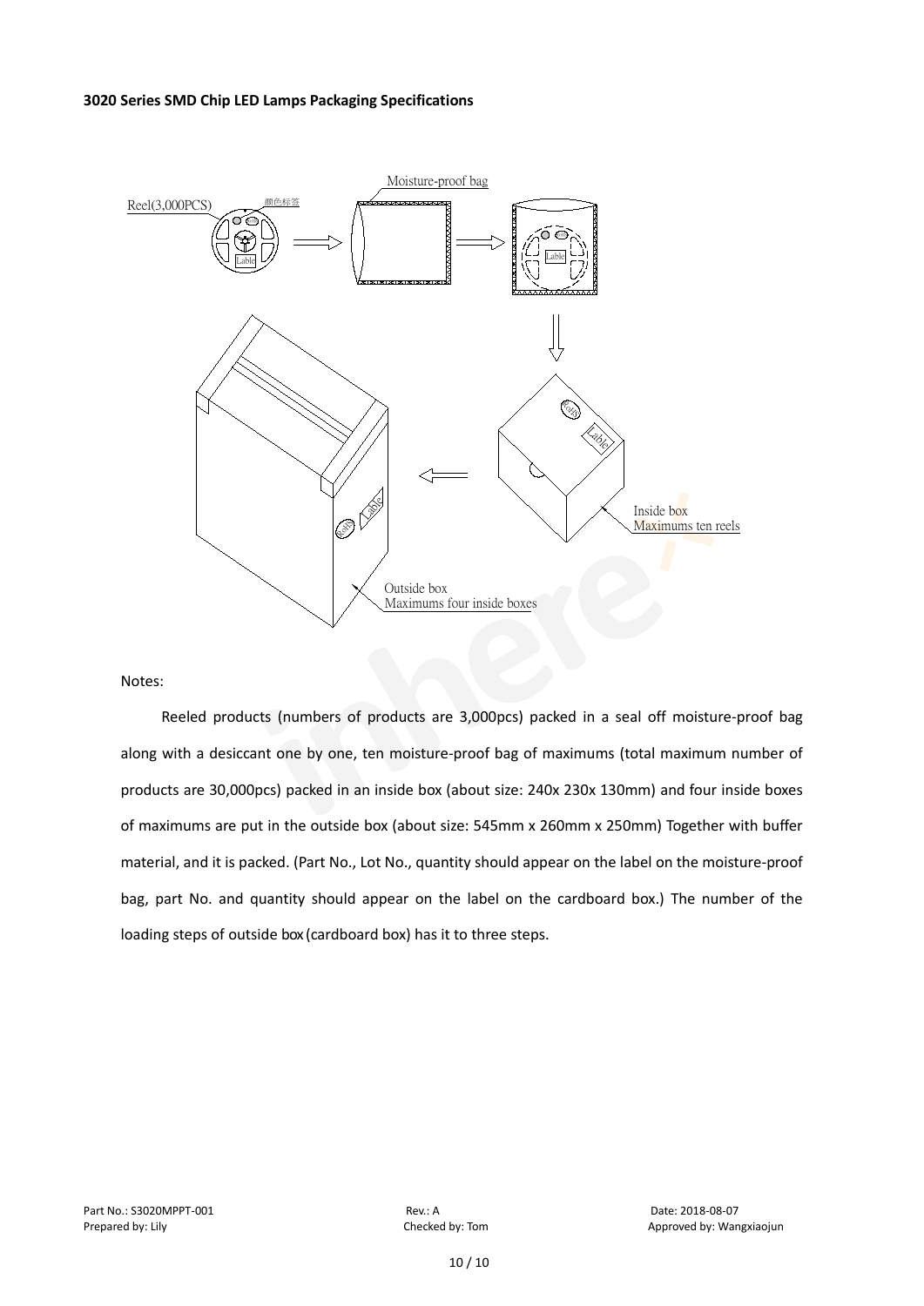**3020 Series SMD Chip LED Lamps Packaging Specifications**

Reel(3,000PCS)

顏色标签

Lable

Moisture-proof bag

Lable

Inside box
Maximums ten reels

Outside box
Maximums four inside boxes

Notes:

Reeled products (numbers of products are 3,000pcs) packed in a seal off moisture-proof bag along with a desiccant one by one, ten moisture-proof bag of maximums (total maximum number of products are 30,000pcs) packed in an inside box (about size: 240x 230x 130mm) and four inside boxes of maximums are put in the outside box (about size: 545mm x 260mm x 250mm) Together with buffer material, and it is packed. (Part No., Lot No., quantity should appear on the label on the moisture-proof bag, part No. and quantity should appear on the label on the cardboard box.) The number of the loading steps of outside box (cardboard box) has it to three steps.

Part No.: S3020MPPT-001 Rev.: A Date: 2018-08-07
Prepared by: Lily Checked by: Tom Approved by: Wangxiaojun